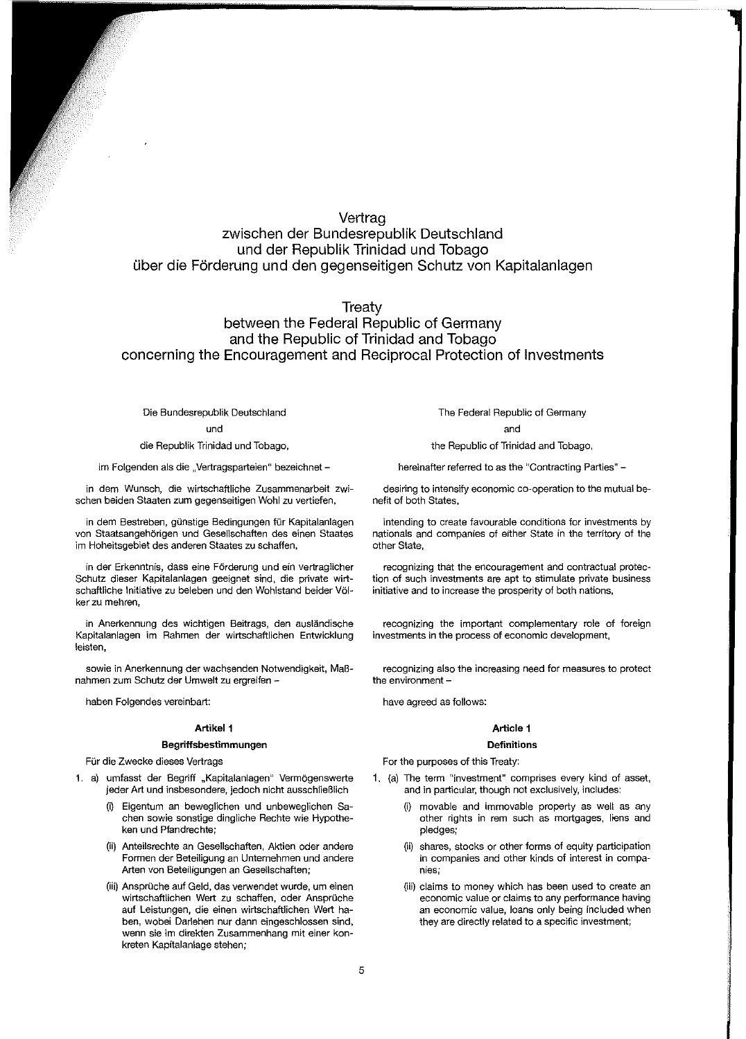# Vertrag zwischen der Bundesrepublik Deutschland und der Republik Trinidad und Tobago über die Förderung und den gegenseitigen Schutz von Kapitalanlagen

# Treaty between the Federal Republic of Germany and the Republic of Trinidad and Tobago concerning the Encouragement and Reciprocal Protection of Investments

Die Bundesrepublik Deutschland

und

die Republik Trinidad und Tobago,

im Folgenden als die „Vertragsparteien" bezeichnet –

in dem Wunsch, die wirtschaftliche Zusammenarbeit zwischen beiden Staaten zum gegenseitigen Wohl zu vertiefen,

in dem Bestreben, günstige Bedingungen für Kapitalanlagen von Staatsangehörigen und Gesellschaften des einen Staates im Hoheitsgebiet des anderen Staates zu schaffen,

in der Erkenntnis, dass eine Förderung und ein vertraglicher Schutz dieser Kapitalanlagen geeignet sind, die private wirtschaftliche Initiative zu beleben und den Wohlstand beider Völker zu mehren,

in Anerkennung des wichtigen Beitrags, den ausländische Kapitalanlagen im Rahmen der wirtschaftlichen Entwicklung leisten,

sowie in Anerkennung der wachsenden Notwendigkeit, Maßnahmen zum Schutz der Umwelt zu ergreifen –

haben Folgendes vereinbart:

### Artikel 1

#### Begriffsbestimmungen

Für die Zwecke dieses Vertrags

1. a) umfasst der Begriff „Kapitalanlagen" Vermögenswerte jeder Art und insbesondere, jedoch nicht ausschließlich
   - (i) Eigentum an beweglichen und unbeweglichen Sachen sowie sonstige dingliche Rechte wie Hypotheken und Pfandrechte;
   - (ii) Anteilsrechte an Gesellschaften, Aktien oder andere Formen der Beteiligung an Unternehmen und andere Arten von Beteiligungen an Gesellschaften;
   - (iii) Ansprüche auf Geld, das verwendet wurde, um einen wirtschaftlichen Wert zu schaffen, oder Ansprüche auf Leistungen, die einen wirtschaftlichen Wert haben, wobei Darlehen nur dann eingeschlossen sind, wenn sie im direkten Zusammenhang mit einer konkreten Kapitalanlage stehen;

The Federal Republic of Germany

and

the Republic of Trinidad and Tobago,

hereinafter referred to as the "Contracting Parties" –

desiring to intensify economic co-operation to the mutual benefit of both States,

intending to create favourable conditions for investments by nationals and companies of either State in the territory of the other State,

recognizing that the encouragement and contractual protection of such investments are apt to stimulate private business initiative and to increase the prosperity of both nations,

recognizing the important complementary role of foreign investments in the process of economic development,

recognizing also the increasing need for measures to protect the environment –

have agreed as follows:

### Article 1

#### Definitions

For the purposes of this Treaty:

1. (a) The term "investment" comprises every kind of asset, and in particular, though not exclusively, includes:
   - (i) movable and immovable property as well as any other rights in rem such as mortgages, liens and pledges;
   - (ii) shares, stocks or other forms of equity participation in companies and other kinds of interest in companies;
   - (iii) claims to money which has been used to create an economic value or claims to any performance having an economic value, loans only being included when they are directly related to a specific investment;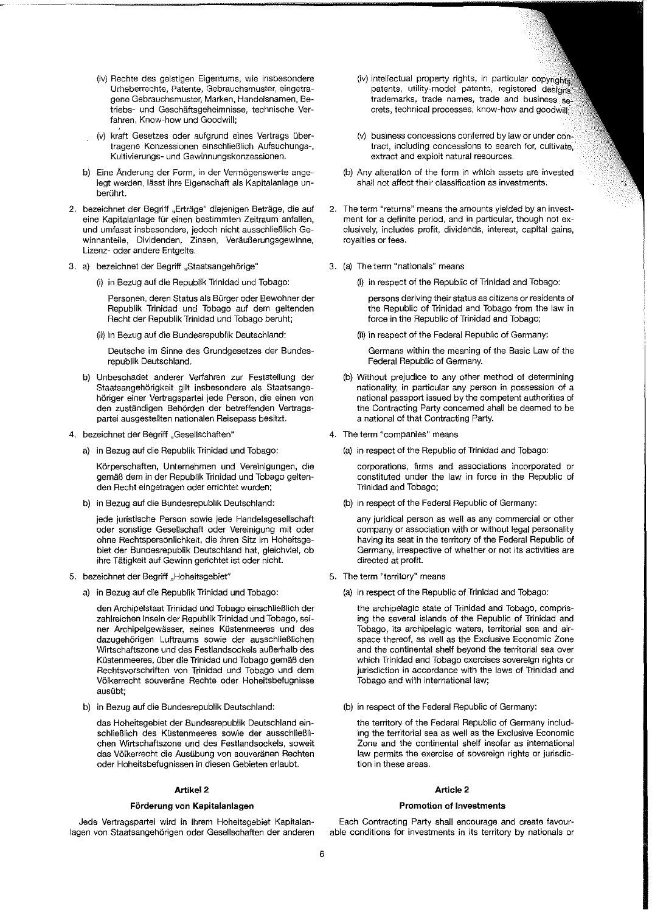(iv) Rechte des geistigen Eigentums, wie insbesondere Urheberrechte, Patente, Gebrauchsmuster, eingetragene Gebrauchsmuster, Marken, Handelsnamen, Betriebs- und Geschäftsgeheimnisse, technische Verfahren, Know-how und Goodwill;

(v) kraft Gesetzes oder aufgrund eines Vertrags übertragene Konzessionen einschließlich Aufsuchungs-, Kultivierungs- und Gewinnungskonzessionen.

b) Eine Änderung der Form, in der Vermögenswerte angelegt werden, lässt ihre Eigenschaft als Kapitalanlage unberührt.

2. bezeichnet der Begriff „Erträge" diejenigen Beträge, die auf eine Kapitalanlage für einen bestimmten Zeitraum anfallen, und umfasst insbesondere, jedoch nicht ausschließlich Gewinnanteile, Dividenden, Zinsen, Veräußerungsgewinne, Lizenz- oder andere Entgelte.

3. a) bezeichnet der Begriff „Staatsangehörige"

(i) in Bezug auf die Republik Trinidad und Tobago:

Personen, deren Status als Bürger oder Bewohner der Republik Trinidad und Tobago auf dem geltenden Recht der Republik Trinidad und Tobago beruht;

(ii) in Bezug auf die Bundesrepublik Deutschland:

Deutsche im Sinne des Grundgesetzes der Bundesrepublik Deutschland.

b) Unbeschadet anderer Verfahren zur Feststellung der Staatsangehörigkeit gilt insbesondere als Staatsangehöriger einer Vertragspartei jede Person, die einen von den zuständigen Behörden der betreffenden Vertragspartei ausgestellten nationalen Reisepass besitzt.

4. bezeichnet der Begriff „Gesellschaften"

a) in Bezug auf die Republik Trinidad und Tobago:

Körperschaften, Unternehmen und Vereinigungen, die gemäß dem in der Republik Trinidad und Tobago geltenden Recht eingetragen oder errichtet wurden;

b) in Bezug auf die Bundesrepublik Deutschland:

jede juristische Person sowie jede Handelsgesellschaft oder sonstige Gesellschaft oder Vereinigung mit oder ohne Rechtspersönlichkeit, die ihren Sitz im Hoheitsgebiet der Bundesrepublik Deutschland hat, gleichviel, ob ihre Tätigkeit auf Gewinn gerichtet ist oder nicht.

5. bezeichnet der Begriff „Hoheitsgebiet"

a) in Bezug auf die Republik Trinidad und Tobago:

den Archipelstaat Trinidad und Tobago einschließlich der zahlreichen Inseln der Republik Trinidad und Tobago, seiner Archipelgewässer, seines Küstenmeeres und des dazugehörigen Luftraums sowie der ausschließlichen Wirtschaftszone und des Festlandsockels außerhalb des Küstenmeeres, über die Trinidad und Tobago gemäß den Rechtsvorschriften von Trinidad und Tobago und dem Völkerrecht souveräne Rechte oder Hoheitsbefugnisse ausübt;

b) in Bezug auf die Bundesrepublik Deutschland:

das Hoheitsgebiet der Bundesrepublik Deutschland einschließlich des Küstenmeeres sowie der ausschließlichen Wirtschaftszone und des Festlandsockels, soweit das Völkerrecht die Ausübung von souveränen Rechten oder Hoheitsbefugnissen in diesen Gebieten erlaubt.

## Artikel 2

### Förderung von Kapitalanlagen

Jede Vertragspartei wird in ihrem Hoheitsgebiet Kapitalanlagen von Staatsangehörigen oder Gesellschaften der anderen

(iv) intellectual property rights, in particular copyrights, patents, utility-model patents, registered designs, trademarks, trade names, trade and business secrets, technical processes, know-how and goodwill;

(v) business concessions conferred by law or under contract, including concessions to search for, cultivate, extract and exploit natural resources.

(b) Any alteration of the form in which assets are invested shall not affect their classification as investments.

2. The term "returns" means the amounts yielded by an investment for a definite period, and in particular, though not exclusively, includes profit, dividends, interest, capital gains, royalties or fees.

3. (a) The term "nationals" means

(i) in respect of the Republic of Trinidad and Tobago:

persons deriving their status as citizens or residents of the Republic of Trinidad and Tobago from the law in force in the Republic of Trinidad and Tobago;

(ii) in respect of the Federal Republic of Germany:

Germans within the meaning of the Basic Law of the Federal Republic of Germany.

(b) Without prejudice to any other method of determining nationality, in particular any person in possession of a national passport issued by the competent authorities of the Contracting Party concerned shall be deemed to be a national of that Contracting Party.

4. The term "companies" means

(a) in respect of the Republic of Trinidad and Tobago:

corporations, firms and associations incorporated or constituted under the law in force in the Republic of Trinidad and Tobago;

(b) in respect of the Federal Republic of Germany:

any juridical person as well as any commercial or other company or association with or without legal personality having its seat in the territory of the Federal Republic of Germany, irrespective of whether or not its activities are directed at profit.

5. The term "territory" means

(a) in respect of the Republic of Trinidad and Tobago:

the archipelagic state of Trinidad and Tobago, comprising the several islands of the Republic of Trinidad and Tobago, its archipelagic waters, territorial sea and airspace thereof, as well as the Exclusive Economic Zone and the continental shelf beyond the territorial sea over which Trinidad and Tobago exercises sovereign rights or jurisdiction in accordance with the laws of Trinidad and Tobago and with international law;

(b) in respect of the Federal Republic of Germany:

the territory of the Federal Republic of Germany including the territorial sea as well as the Exclusive Economic Zone and the continental shelf insofar as international law permits the exercise of sovereign rights or jurisdiction in these areas.

## Article 2

### Promotion of Investments

Each Contracting Party shall encourage and create favourable conditions for investments in its territory by nationals or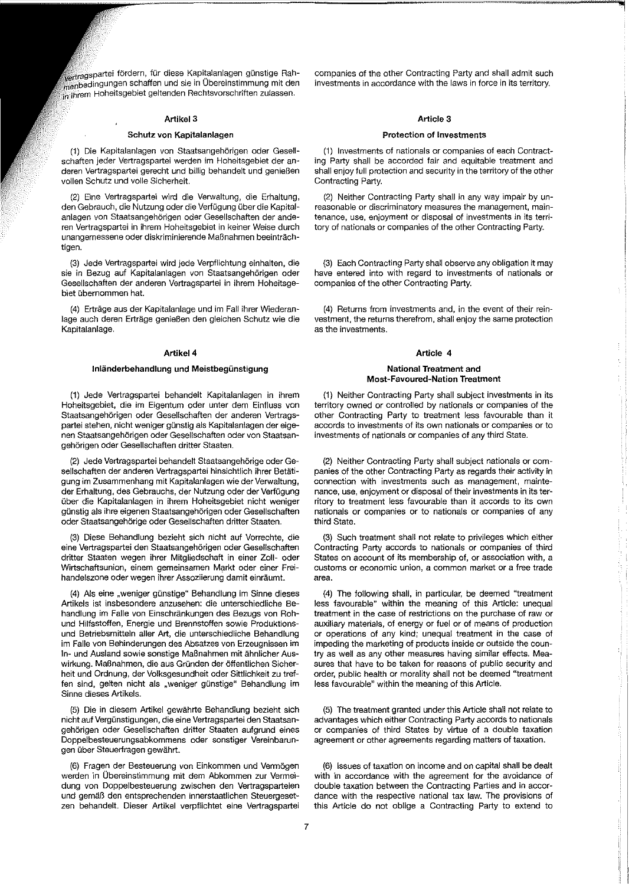Vertragspartei fördern, für diese Kapitalanlagen günstige Rahmenbedingungen schaffen und sie in Übereinstimmung mit den in ihrem Hoheitsgebiet geltenden Rechtsvorschriften zulassen.

### Artikel 3

#### Schutz von Kapitalanlagen

(1) Die Kapitalanlagen von Staatsangehörigen oder Gesellschaften jeder Vertragspartei werden im Hoheitsgebiet der anderen Vertragspartei gerecht und billig behandelt und genießen vollen Schutz und volle Sicherheit.

(2) Eine Vertragspartei wird die Verwaltung, die Erhaltung, den Gebrauch, die Nutzung oder die Verfügung über die Kapitalanlagen von Staatsangehörigen oder Gesellschaften der anderen Vertragspartei in ihrem Hoheitsgebiet in keiner Weise durch unangemessene oder diskriminierende Maßnahmen beeinträchtigen.

(3) Jede Vertragspartei wird jede Verpflichtung einhalten, die sie in Bezug auf Kapitalanlagen von Staatsangehörigen oder Gesellschaften der anderen Vertragspartei in ihrem Hoheitsgebiet übernommen hat.

(4) Erträge aus der Kapitalanlage und im Fall ihrer Wiederanlage auch deren Erträge genießen den gleichen Schutz wie die Kapitalanlage.

### Artikel 4

#### Inländerbehandlung und Meistbegünstigung

(1) Jede Vertragspartei behandelt Kapitalanlagen in ihrem Hoheitsgebiet, die im Eigentum oder unter dem Einfluss von Staatsangehörigen oder Gesellschaften der anderen Vertragspartei stehen, nicht weniger günstig als Kapitalanlagen der eigenen Staatsangehörigen oder Gesellschaften oder von Staatsangehörigen oder Gesellschaften dritter Staaten.

(2) Jede Vertragspartei behandelt Staatsangehörige oder Gesellschaften der anderen Vertragspartei hinsichtlich ihrer Betätigung im Zusammenhang mit Kapitalanlagen wie der Verwaltung, der Erhaltung, des Gebrauchs, der Nutzung oder der Verfügung über die Kapitalanlagen in ihrem Hoheitsgebiet nicht weniger günstig als ihre eigenen Staatsangehörigen oder Gesellschaften oder Staatsangehörige oder Gesellschaften dritter Staaten.

(3) Diese Behandlung bezieht sich nicht auf Vorrechte, die eine Vertragspartei den Staatsangehörigen oder Gesellschaften dritter Staaten wegen ihrer Mitgliedschaft in einer Zoll- oder Wirtschaftsunion, einem gemeinsamen Markt oder einer Freihandelszone oder wegen ihrer Assoziierung damit einräumt.

(4) Als eine „weniger günstige" Behandlung im Sinne dieses Artikels ist insbesondere anzusehen: die unterschiedliche Behandlung im Falle von Einschränkungen des Bezugs von Roh- und Hilfsstoffen, Energie und Brennstoffen sowie Produktions- und Betriebsmitteln aller Art, die unterschiedliche Behandlung im Falle von Behinderungen des Absatzes von Erzeugnissen im In- und Ausland sowie sonstige Maßnahmen mit ähnlicher Auswirkung. Maßnahmen, die aus Gründen der öffentlichen Sicherheit und Ordnung, der Volksgesundheit oder Sittlichkeit zu treffen sind, gelten nicht als „weniger günstige" Behandlung im Sinne dieses Artikels.

(5) Die in diesem Artikel gewährte Behandlung bezieht sich nicht auf Vergünstigungen, die eine Vertragspartei den Staatsangehörigen oder Gesellschaften dritter Staaten aufgrund eines Doppelbesteuerungsabkommens oder sonstiger Vereinbarungen über Steuerfragen gewährt.

(6) Fragen der Besteuerung von Einkommen und Vermögen werden in Übereinstimmung mit dem Abkommen zur Vermeidung von Doppelbesteuerung zwischen den Vertragsparteien und gemäß den entsprechenden innerstaatlichen Steuergesetzen behandelt. Dieser Artikel verpflichtet eine Vertragspartei

companies of the other Contracting Party and shall admit such investments in accordance with the laws in force in its territory.

### Article 3

#### Protection of Investments

(1) Investments of nationals or companies of each Contracting Party shall be accorded fair and equitable treatment and shall enjoy full protection and security in the territory of the other Contracting Party.

(2) Neither Contracting Party shall in any way impair by unreasonable or discriminatory measures the management, maintenance, use, enjoyment or disposal of investments in its territory of nationals or companies of the other Contracting Party.

(3) Each Contracting Party shall observe any obligation it may have entered into with regard to investments of nationals or companies of the other Contracting Party.

(4) Returns from investments and, in the event of their reinvestment, the returns therefrom, shall enjoy the same protection as the investments.

### Article 4

#### National Treatment and Most-Favoured-Nation Treatment

(1) Neither Contracting Party shall subject investments in its territory owned or controlled by nationals or companies of the other Contracting Party to treatment less favourable than it accords to investments of its own nationals or companies or to investments of nationals or companies of any third State.

(2) Neither Contracting Party shall subject nationals or companies of the other Contracting Party as regards their activity in connection with investments such as management, maintenance, use, enjoyment or disposal of their investments in its territory to treatment less favourable than it accords to its own nationals or companies or to nationals or companies of any third State.

(3) Such treatment shall not relate to privileges which either Contracting Party accords to nationals or companies of third States on account of its membership of, or association with, a customs or economic union, a common market or a free trade area.

(4) The following shall, in particular, be deemed "treatment less favourable" within the meaning of this Article: unequal treatment in the case of restrictions on the purchase of raw or auxiliary materials, of energy or fuel or of means of production or operations of any kind; unequal treatment in the case of impeding the marketing of products inside or outside the country as well as any other measures having similar effects. Measures that have to be taken for reasons of public security and order, public health or morality shall not be deemed "treatment less favourable" within the meaning of this Article.

(5) The treatment granted under this Article shall not relate to advantages which either Contracting Party accords to nationals or companies of third States by virtue of a double taxation agreement or other agreements regarding matters of taxation.

(6) Issues of taxation on income and on capital shall be dealt with in accordance with the agreement for the avoidance of double taxation between the Contracting Parties and in accordance with the respective national tax law. The provisions of this Article do not oblige a Contracting Party to extend to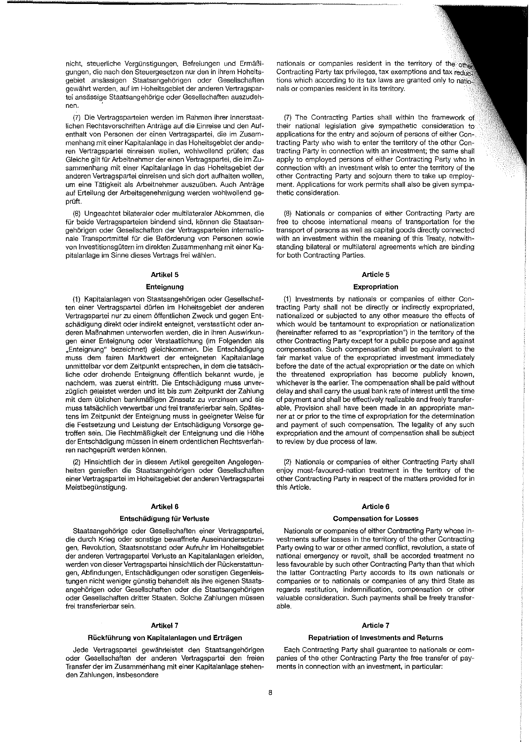nicht, steuerliche Vergünstigungen, Befreiungen und Ermäßigungen, die nach den Steuergesetzen nur den in ihrem Hoheitsgebiet ansässigen Staatsangehörigen oder Gesellschaften gewährt werden, auf im Hoheitsgebiet der anderen Vertragspartei ansässige Staatsangehörige oder Gesellschaften auszudehnen.

(7) Die Vertragsparteien werden im Rahmen ihrer innerstaatlichen Rechtsvorschriften Anträge auf die Einreise und den Aufenthalt von Personen der einen Vertragspartei, die im Zusammenhang mit einer Kapitalanlage in das Hoheitsgebiet der anderen Vertragspartei einreisen wollen, wohlwollend prüfen; das Gleiche gilt für Arbeitnehmer der einen Vertragspartei, die im Zusammenhang mit einer Kapitalanlage in das Hoheitsgebiet der anderen Vertragspartei einreisen und sich dort aufhalten wollen, um eine Tätigkeit als Arbeitnehmer auszuüben. Auch Anträge auf Erteilung der Arbeitsgenehmigung werden wohlwollend geprüft.

(8) Ungeachtet bilateraler oder multilateraler Abkommen, die für beide Vertragsparteien bindend sind, können die Staatsangehörigen oder Gesellschaften der Vertragsparteien internationale Transportmittel für die Beförderung von Personen sowie von Investitionsgütern im direkten Zusammenhang mit einer Kapitalanlage im Sinne dieses Vertrags frei wählen.

## Artikel 5

### Enteignung

(1) Kapitalanlagen von Staatsangehörigen oder Gesellschaften einer Vertragspartei dürfen im Hoheitsgebiet der anderen Vertragspartei nur zu einem öffentlichen Zweck und gegen Entschädigung direkt oder indirekt enteignet, verstaatlicht oder anderen Maßnahmen unterworfen werden, die in ihren Auswirkungen einer Enteignung oder Verstaatlichung (im Folgenden als „Enteignung" bezeichnet) gleichkommen. Die Entschädigung muss dem fairen Marktwert der enteigneten Kapitalanlage unmittelbar vor dem Zeitpunkt entsprechen, in dem die tatsächliche oder drohende Enteignung öffentlich bekannt wurde, je nachdem, was zuerst eintritt. Die Entschädigung muss unverzüglich geleistet werden und ist bis zum Zeitpunkt der Zahlung mit dem üblichen bankmäßigen Zinssatz zu verzinsen und sie muss tatsächlich verwertbar und frei transferierbar sein. Spätestens im Zeitpunkt der Enteignung muss in geeigneter Weise für die Festsetzung und Leistung der Entschädigung Vorsorge getroffen sein. Die Rechtmäßigkeit der Enteignung und die Höhe der Entschädigung müssen in einem ordentlichen Rechtsverfahren nachgeprüft werden können.

(2) Hinsichtlich der in diesem Artikel geregelten Angelegenheiten genießen die Staatsangehörigen oder Gesellschaften einer Vertragspartei im Hoheitsgebiet der anderen Vertragspartei Meistbegünstigung.

## Artikel 6

### Entschädigung für Verluste

Staatsangehörige oder Gesellschaften einer Vertragspartei, die durch Krieg oder sonstige bewaffnete Auseinandersetzungen, Revolution, Staatsnotstand oder Aufruhr im Hoheitsgebiet der anderen Vertragspartei Verluste an Kapitalanlagen erleiden, werden von dieser Vertragspartei hinsichtlich der Rückerstattungen, Abfindungen, Entschädigungen oder sonstigen Gegenleistungen nicht weniger günstig behandelt als ihre eigenen Staatsangehörigen oder Gesellschaften oder die Staatsangehörigen oder Gesellschaften dritter Staaten. Solche Zahlungen müssen frei transferierbar sein.

## Artikel 7

### Rückführung von Kapitalanlagen und Erträgen

Jede Vertragspartei gewährleistet den Staatsangehörigen oder Gesellschaften der anderen Vertragspartei den freien Transfer der im Zusammenhang mit einer Kapitalanlage stehenden Zahlungen, insbesondere

---

nationals or companies resident in the territory of the other Contracting Party tax privileges, tax exemptions and tax reductions which according to its tax laws are granted only to nationals or companies resident in its territory.

(7) The Contracting Parties shall within the framework of their national legislation give sympathetic consideration to applications for the entry and sojourn of persons of either Contracting Party who wish to enter the territory of the other Contracting Party in connection with an investment; the same shall apply to employed persons of either Contracting Party who in connection with an investment wish to enter the territory of the other Contracting Party and sojourn there to take up employment. Applications for work permits shall also be given sympathetic consideration.

(8) Nationals or companies of either Contracting Party are free to choose international means of transportation for the transport of persons as well as capital goods directly connected with an investment within the meaning of this Treaty, notwithstanding bilateral or multilateral agreements which are binding for both Contracting Parties.

## Article 5

### Expropriation

(1) Investments by nationals or companies of either Contracting Party shall not be directly or indirectly expropriated, nationalized or subjected to any other measure the effects of which would be tantamount to expropriation or nationalization (hereinafter referred to as "expropriation") in the territory of the other Contracting Party except for a public purpose and against compensation. Such compensation shall be equivalent to the fair market value of the expropriated investment immediately before the date of the actual expropriation or the date on which the threatened expropriation has become publicly known, whichever is the earlier. The compensation shall be paid without delay and shall carry the usual bank rate of interest until the time of payment and shall be effectively realizable and freely transferable. Provision shall have been made in an appropriate manner at or prior to the time of expropriation for the determination and payment of such compensation. The legality of any such expropriation and the amount of compensation shall be subject to review by due process of law.

(2) Nationals or companies of either Contracting Party shall enjoy most-favoured-nation treatment in the territory of the other Contracting Party in respect of the matters provided for in this Article.

## Article 6

### Compensation for Losses

Nationals or companies of either Contracting Party whose investments suffer losses in the territory of the other Contracting Party owing to war or other armed conflict, revolution, a state of national emergency or revolt, shall be accorded treatment no less favourable by such other Contracting Party than that which the latter Contracting Party accords to its own nationals or companies or to nationals or companies of any third State as regards restitution, indemnification, compensation or other valuable consideration. Such payments shall be freely transferable.

## Article 7

### Repatriation of Investments and Returns

Each Contracting Party shall guarantee to nationals or companies of the other Contracting Party the free transfer of payments in connection with an investment, in particular: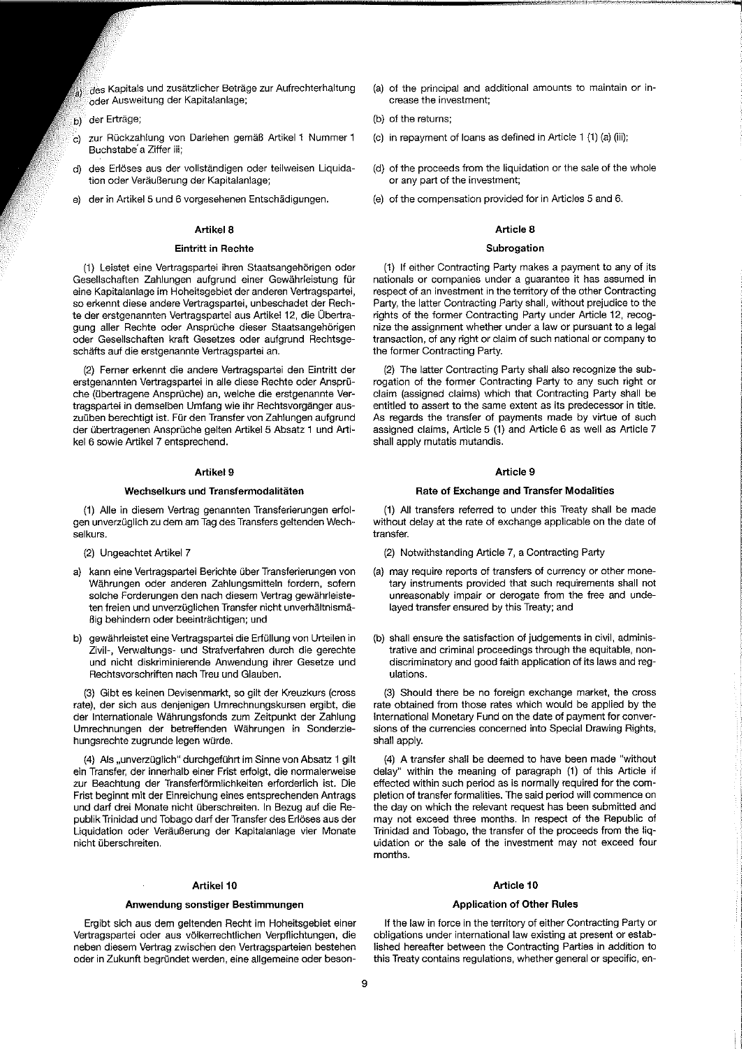a) des Kapitals und zusätzlicher Beträge zur Aufrechterhaltung oder Ausweitung der Kapitalanlage;

b) der Erträge;

c) zur Rückzahlung von Darlehen gemäß Artikel 1 Nummer 1 Buchstabe a Ziffer iii;

d) des Erlöses aus der vollständigen oder teilweisen Liquidation oder Veräußerung der Kapitalanlage;

e) der in Artikel 5 und 6 vorgesehenen Entschädigungen.

### Artikel 8

#### Eintritt in Rechte

(1) Leistet eine Vertragspartei ihren Staatsangehörigen oder Gesellschaften Zahlungen aufgrund einer Gewährleistung für eine Kapitalanlage im Hoheitsgebiet der anderen Vertragspartei, so erkennt diese andere Vertragspartei, unbeschadet der Rechte der erstgenannten Vertragspartei aus Artikel 12, die Übertragung aller Rechte oder Ansprüche dieser Staatsangehörigen oder Gesellschaften kraft Gesetzes oder aufgrund Rechtsgeschäfts auf die erstgenannte Vertragspartei an.

(2) Ferner erkennt die andere Vertragspartei den Eintritt der erstgenannten Vertragspartei in alle diese Rechte oder Ansprüche (übertragene Ansprüche) an, welche die erstgenannte Vertragspartei in demselben Umfang wie ihr Rechtsvorgänger auszuüben berechtigt ist. Für den Transfer von Zahlungen aufgrund der übertragenen Ansprüche gelten Artikel 5 Absatz 1 und Artikel 6 sowie Artikel 7 entsprechend.

### Artikel 9

#### Wechselkurs und Transfermodalitäten

(1) Alle in diesem Vertrag genannten Transferierungen erfolgen unverzüglich zu dem am Tag des Transfers geltenden Wechselkurs.

(2) Ungeachtet Artikel 7

a) kann eine Vertragspartei Berichte über Transferierungen von Währungen oder anderen Zahlungsmitteln fordern, sofern solche Forderungen den nach diesem Vertrag gewährleisteten freien und unverzüglichen Transfer nicht unverhältnismäßig behindern oder beeinträchtigen; und

b) gewährleistet eine Vertragspartei die Erfüllung von Urteilen in Zivil-, Verwaltungs- und Strafverfahren durch die gerechte und nicht diskriminierende Anwendung ihrer Gesetze und Rechtsvorschriften nach Treu und Glauben.

(3) Gibt es keinen Devisenmarkt, so gilt der Kreuzkurs (cross rate), der sich aus denjenigen Umrechnungskursen ergibt, die der Internationale Währungsfonds zum Zeitpunkt der Zahlung Umrechnungen der betreffenden Währungen in Sonderziehungsrechte zugrunde legen würde.

(4) Als „unverzüglich" durchgeführt im Sinne von Absatz 1 gilt ein Transfer, der innerhalb einer Frist erfolgt, die normalerweise zur Beachtung der Transferförmlichkeiten erforderlich ist. Die Frist beginnt mit der Einreichung eines entsprechenden Antrags und darf drei Monate nicht überschreiten. In Bezug auf die Republik Trinidad und Tobago darf der Transfer des Erlöses aus der Liquidation oder Veräußerung der Kapitalanlage vier Monate nicht überschreiten.

### Artikel 10

#### Anwendung sonstiger Bestimmungen

Ergibt sich aus dem geltenden Recht im Hoheitsgebiet einer Vertragspartei oder aus völkerrechtlichen Verpflichtungen, die neben diesem Vertrag zwischen den Vertragsparteien bestehen oder in Zukunft begründet werden, eine allgemeine oder beson-

(a) of the principal and additional amounts to maintain or increase the investment;

(b) of the returns;

(c) in repayment of loans as defined in Article 1 (1) (a) (iii);

(d) of the proceeds from the liquidation or the sale of the whole or any part of the investment;

(e) of the compensation provided for in Articles 5 and 6.

### Article 8

#### Subrogation

(1) If either Contracting Party makes a payment to any of its nationals or companies under a guarantee it has assumed in respect of an investment in the territory of the other Contracting Party, the latter Contracting Party shall, without prejudice to the rights of the former Contracting Party under Article 12, recognize the assignment whether under a law or pursuant to a legal transaction, of any right or claim of such national or company to the former Contracting Party.

(2) The latter Contracting Party shall also recognize the subrogation of the former Contracting Party to any such right or claim (assigned claims) which that Contracting Party shall be entitled to assert to the same extent as its predecessor in title. As regards the transfer of payments made by virtue of such assigned claims, Article 5 (1) and Article 6 as well as Article 7 shall apply mutatis mutandis.

### Article 9

#### Rate of Exchange and Transfer Modalities

(1) All transfers referred to under this Treaty shall be made without delay at the rate of exchange applicable on the date of transfer.

(2) Notwithstanding Article 7, a Contracting Party

(a) may require reports of transfers of currency or other monetary instruments provided that such requirements shall not unreasonably impair or derogate from the free and undelayed transfer ensured by this Treaty; and

(b) shall ensure the satisfaction of judgements in civil, administrative and criminal proceedings through the equitable, non-discriminatory and good faith application of its laws and regulations.

(3) Should there be no foreign exchange market, the cross rate obtained from those rates which would be applied by the International Monetary Fund on the date of payment for conversions of the currencies concerned into Special Drawing Rights, shall apply.

(4) A transfer shall be deemed to have been made "without delay" within the meaning of paragraph (1) of this Article if effected within such period as is normally required for the completion of transfer formalities. The said period will commence on the day on which the relevant request has been submitted and may not exceed three months. In respect of the Republic of Trinidad and Tobago, the transfer of the proceeds from the liquidation or the sale of the investment may not exceed four months.

### Article 10

#### Application of Other Rules

If the law in force in the territory of either Contracting Party or obligations under international law existing at present or established hereafter between the Contracting Parties in addition to this Treaty contains regulations, whether general or specific, en-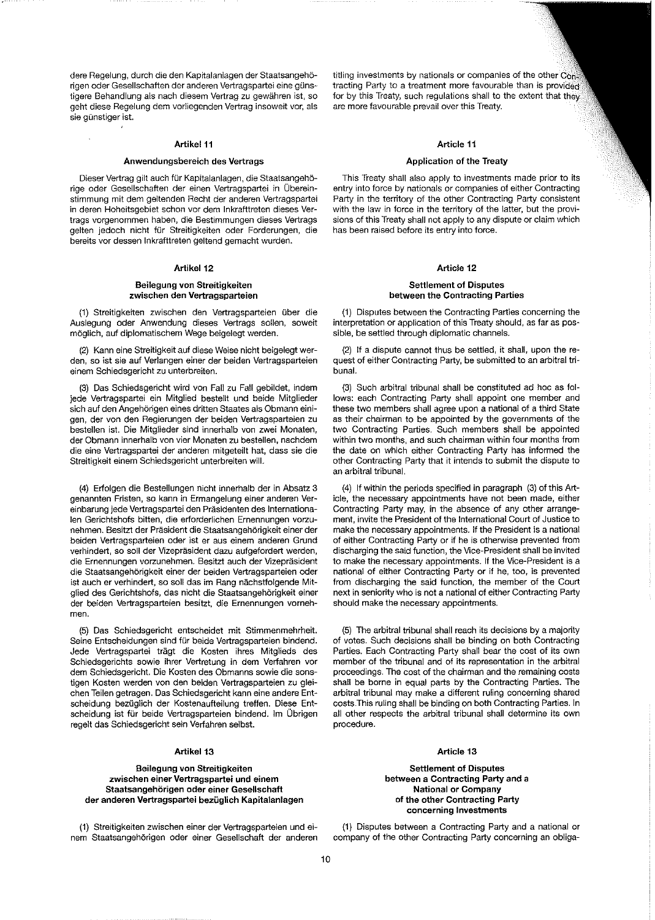dere Regelung, durch die den Kapitalanlagen der Staatsangehörigen oder Gesellschaften der anderen Vertragspartei eine günstigere Behandlung als nach diesem Vertrag zu gewähren ist, so geht diese Regelung dem vorliegenden Vertrag insoweit vor, als sie günstiger ist.

### Artikel 11

#### Anwendungsbereich des Vertrags

Dieser Vertrag gilt auch für Kapitalanlagen, die Staatsangehörige oder Gesellschaften der einen Vertragspartei in Übereinstimmung mit dem geltenden Recht der anderen Vertragspartei in deren Hoheitsgebiet schon vor dem Inkrafttreten dieses Vertrags vorgenommen haben, die Bestimmungen dieses Vertrags gelten jedoch nicht für Streitigkeiten oder Forderungen, die bereits vor dessen Inkrafttreten geltend gemacht wurden.

### Artikel 12

#### Beilegung von Streitigkeiten zwischen den Vertragsparteien

(1) Streitigkeiten zwischen den Vertragsparteien über die Auslegung oder Anwendung dieses Vertrags sollen, soweit möglich, auf diplomatischem Wege beigelegt werden.

(2) Kann eine Streitigkeit auf diese Weise nicht beigelegt werden, so ist sie auf Verlangen einer der beiden Vertragsparteien einem Schiedsgericht zu unterbreiten.

(3) Das Schiedsgericht wird von Fall zu Fall gebildet, indem jede Vertragspartei ein Mitglied bestellt und beide Mitglieder sich auf den Angehörigen eines dritten Staates als Obmann einigen, der von den Regierungen der beiden Vertragsparteien zu bestellen ist. Die Mitglieder sind innerhalb von zwei Monaten, der Obmann innerhalb von vier Monaten zu bestellen, nachdem die eine Vertragspartei der anderen mitgeteilt hat, dass sie die Streitigkeit einem Schiedsgericht unterbreiten will.

(4) Erfolgen die Bestellungen nicht innerhalb der in Absatz 3 genannten Fristen, so kann in Ermangelung einer anderen Vereinbarung jede Vertragspartei den Präsidenten des Internationalen Gerichtshofs bitten, die erforderlichen Ernennungen vorzunehmen. Besitzt der Präsident die Staatsangehörigkeit einer der beiden Vertragsparteien oder ist er aus einem anderen Grund verhindert, so soll der Vizepräsident dazu aufgefordert werden, die Ernennungen vorzunehmen. Besitzt auch der Vizepräsident die Staatsangehörigkeit einer der beiden Vertragsparteien oder ist auch er verhindert, so soll das im Rang nächstfolgende Mitglied des Gerichtshofs, das nicht die Staatsangehörigkeit einer der beiden Vertragsparteien besitzt, die Ernennungen vornehmen.

(5) Das Schiedsgericht entscheidet mit Stimmenmehrheit. Seine Entscheidungen sind für beide Vertragsparteien bindend. Jede Vertragspartei trägt die Kosten ihres Mitglieds des Schiedsgerichts sowie ihrer Vertretung in dem Verfahren vor dem Schiedsgericht. Die Kosten des Obmanns sowie die sonstigen Kosten werden von den beiden Vertragsparteien zu gleichen Teilen getragen. Das Schiedsgericht kann eine andere Entscheidung bezüglich der Kostenaufteilung treffen. Diese Entscheidung ist für beide Vertragsparteien bindend. Im Übrigen regelt das Schiedsgericht sein Verfahren selbst.

### Artikel 13

#### Beilegung von Streitigkeiten zwischen einer Vertragspartei und einem Staatsangehörigen oder einer Gesellschaft der anderen Vertragspartei bezüglich Kapitalanlagen

(1) Streitigkeiten zwischen einer der Vertragsparteien und einem Staatsangehörigen oder einer Gesellschaft der anderen

titling investments by nationals or companies of the other Contracting Party to a treatment more favourable than is provided for by this Treaty, such regulations shall to the extent that they are more favourable prevail over this Treaty.

### Article 11

#### Application of the Treaty

This Treaty shall also apply to investments made prior to its entry into force by nationals or companies of either Contracting Party in the territory of the other Contracting Party consistent with the law in force in the territory of the latter, but the provisions of this Treaty shall not apply to any dispute or claim which has been raised before its entry into force.

### Article 12

#### Settlement of Disputes between the Contracting Parties

(1) Disputes between the Contracting Parties concerning the interpretation or application of this Treaty should, as far as possible, be settled through diplomatic channels.

(2) If a dispute cannot thus be settled, it shall, upon the request of either Contracting Party, be submitted to an arbitral tribunal.

(3) Such arbitral tribunal shall be constituted ad hoc as follows: each Contracting Party shall appoint one member and these two members shall agree upon a national of a third State as their chairman to be appointed by the governments of the two Contracting Parties. Such members shall be appointed within two months, and such chairman within four months from the date on which either Contracting Party has informed the other Contracting Party that it intends to submit the dispute to an arbitral tribunal.

(4) If within the periods specified in paragraph (3) of this Article, the necessary appointments have not been made, either Contracting Party may, in the absence of any other arrangement, invite the President of the International Court of Justice to make the necessary appointments. If the President is a national of either Contracting Party or if he is otherwise prevented from discharging the said function, the Vice-President shall be invited to make the necessary appointments. If the Vice-President is a national of either Contracting Party or if he, too, is prevented from discharging the said function, the member of the Court next in seniority who is not a national of either Contracting Party should make the necessary appointments.

(5) The arbitral tribunal shall reach its decisions by a majority of votes. Such decisions shall be binding on both Contracting Parties. Each Contracting Party shall bear the cost of its own member of the tribunal and of its representation in the arbitral proceedings. The cost of the chairman and the remaining costs shall be borne in equal parts by the Contracting Parties. The arbitral tribunal may make a different ruling concerning shared costs.This ruling shall be binding on both Contracting Parties. In all other respects the arbitral tribunal shall determine its own procedure.

### Article 13

#### Settlement of Disputes between a Contracting Party and a National or Company of the other Contracting Party concerning Investments

(1) Disputes between a Contracting Party and a national or company of the other Contracting Party concerning an obliga-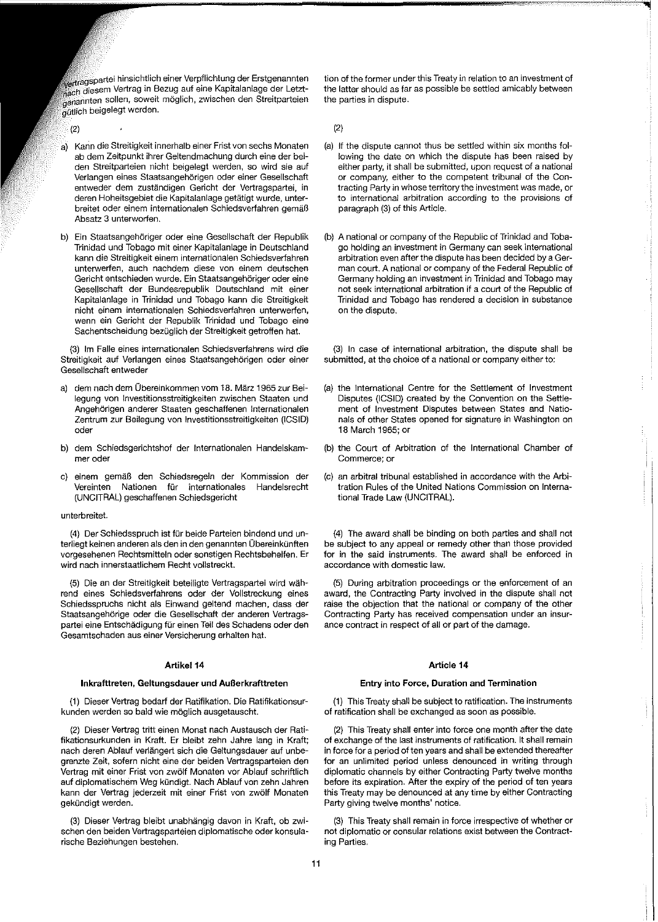Vertragspartei hinsichtlich einer Verpflichtung der Erstgenannten nach diesem Vertrag in Bezug auf eine Kapitalanlage der Letztgenannten sollen, soweit möglich, zwischen den Streitparteien gütlich beigelegt werden.

(2)

a) Kann die Streitigkeit innerhalb einer Frist von sechs Monaten ab dem Zeitpunkt ihrer Geltendmachung durch eine der beiden Streitparteien nicht beigelegt werden, so wird sie auf Verlangen eines Staatsangehörigen oder einer Gesellschaft entweder dem zuständigen Gericht der Vertragspartei, in deren Hoheitsgebiet die Kapitalanlage getätigt wurde, unterbreitet oder einem internationalen Schiedsverfahren gemäß Absatz 3 unterworfen.

b) Ein Staatsangehöriger oder eine Gesellschaft der Republik Trinidad und Tobago mit einer Kapitalanlage in Deutschland kann die Streitigkeit einem internationalen Schiedsverfahren unterwerfen, auch nachdem diese von einem deutschen Gericht entschieden wurde. Ein Staatsangehöriger oder eine Gesellschaft der Bundesrepublik Deutschland mit einer Kapitalanlage in Trinidad und Tobago kann die Streitigkeit nicht einem internationalen Schiedsverfahren unterwerfen, wenn ein Gericht der Republik Trinidad und Tobago eine Sachentscheidung bezüglich der Streitigkeit getroffen hat.

(3) Im Falle eines internationalen Schiedsverfahrens wird die Streitigkeit auf Verlangen eines Staatsangehörigen oder einer Gesellschaft entweder

a) dem nach dem Übereinkommen vom 18. März 1965 zur Beilegung von Investitionsstreitigkeiten zwischen Staaten und Angehörigen anderer Staaten geschaffenen Internationalen Zentrum zur Beilegung von Investitionsstreitigkeiten (ICSID) oder

b) dem Schiedsgerichtshof der Internationalen Handelskammer oder

c) einem gemäß den Schiedsregeln der Kommission der Vereinten Nationen für internationales Handelsrecht (UNCITRAL) geschaffenen Schiedsgericht

unterbreitet.

(4) Der Schiedsspruch ist für beide Parteien bindend und unterliegt keinen anderen als den in den genannten Übereinkünften vorgesehenen Rechtsmitteln oder sonstigen Rechtsbehelfen. Er wird nach innerstaatlichem Recht vollstreckt.

(5) Die an der Streitigkeit beteiligte Vertragspartei wird während eines Schiedsverfahrens oder der Vollstreckung eines Schiedsspruchs nicht als Einwand geltend machen, dass der Staatsangehörige oder die Gesellschaft der anderen Vertragspartei eine Entschädigung für einen Teil des Schadens oder den Gesamtschaden aus einer Versicherung erhalten hat.

### Artikel 14

#### Inkrafttreten, Geltungsdauer und Außerkrafttreten

(1) Dieser Vertrag bedarf der Ratifikation. Die Ratifikationsurkunden werden so bald wie möglich ausgetauscht.

(2) Dieser Vertrag tritt einen Monat nach Austausch der Ratifikationsurkunden in Kraft. Er bleibt zehn Jahre lang in Kraft; nach deren Ablauf verlängert sich die Geltungsdauer auf unbegrenzte Zeit, sofern nicht eine der beiden Vertragsparteien den Vertrag mit einer Frist von zwölf Monaten vor Ablauf schriftlich auf diplomatischem Weg kündigt. Nach Ablauf von zehn Jahren kann der Vertrag jederzeit mit einer Frist von zwölf Monaten gekündigt werden.

(3) Dieser Vertrag bleibt unabhängig davon in Kraft, ob zwischen den beiden Vertragsparteien diplomatische oder konsularische Beziehungen bestehen.

tion of the former under this Treaty in relation to an investment of the latter should as far as possible be settled amicably between the parties in dispute.

(2)

(a) If the dispute cannot thus be settled within six months following the date on which the dispute has been raised by either party, it shall be submitted, upon request of a national or company, either to the competent tribunal of the Contracting Party in whose territory the investment was made, or to international arbitration according to the provisions of paragraph (3) of this Article.

(b) A national or company of the Republic of Trinidad and Tobago holding an investment in Germany can seek international arbitration even after the dispute has been decided by a German court. A national or company of the Federal Republic of Germany holding an investment in Trinidad and Tobago may not seek international arbitration if a court of the Republic of Trinidad and Tobago has rendered a decision in substance on the dispute.

(3) In case of international arbitration, the dispute shall be submitted, at the choice of a national or company either to:

(a) the International Centre for the Settlement of Investment Disputes (ICSID) created by the Convention on the Settlement of Investment Disputes between States and Nationals of other States opened for signature in Washington on 18 March 1965; or

(b) the Court of Arbitration of the International Chamber of Commerce; or

(c) an arbitral tribunal established in accordance with the Arbitration Rules of the United Nations Commission on International Trade Law (UNCITRAL).

(4) The award shall be binding on both parties and shall not be subject to any appeal or remedy other than those provided for in the said instruments. The award shall be enforced in accordance with domestic law.

(5) During arbitration proceedings or the enforcement of an award, the Contracting Party involved in the dispute shall not raise the objection that the national or company of the other Contracting Party has received compensation under an insurance contract in respect of all or part of the damage.

### Article 14

#### Entry into Force, Duration and Termination

(1) This Treaty shall be subject to ratification. The instruments of ratification shall be exchanged as soon as possible.

(2) This Treaty shall enter into force one month after the date of exchange of the last instruments of ratification. It shall remain in force for a period of ten years and shall be extended thereafter for an unlimited period unless denounced in writing through diplomatic channels by either Contracting Party twelve months before its expiration. After the expiry of the period of ten years this Treaty may be denounced at any time by either Contracting Party giving twelve months' notice.

(3) This Treaty shall remain in force irrespective of whether or not diplomatic or consular relations exist between the Contracting Parties.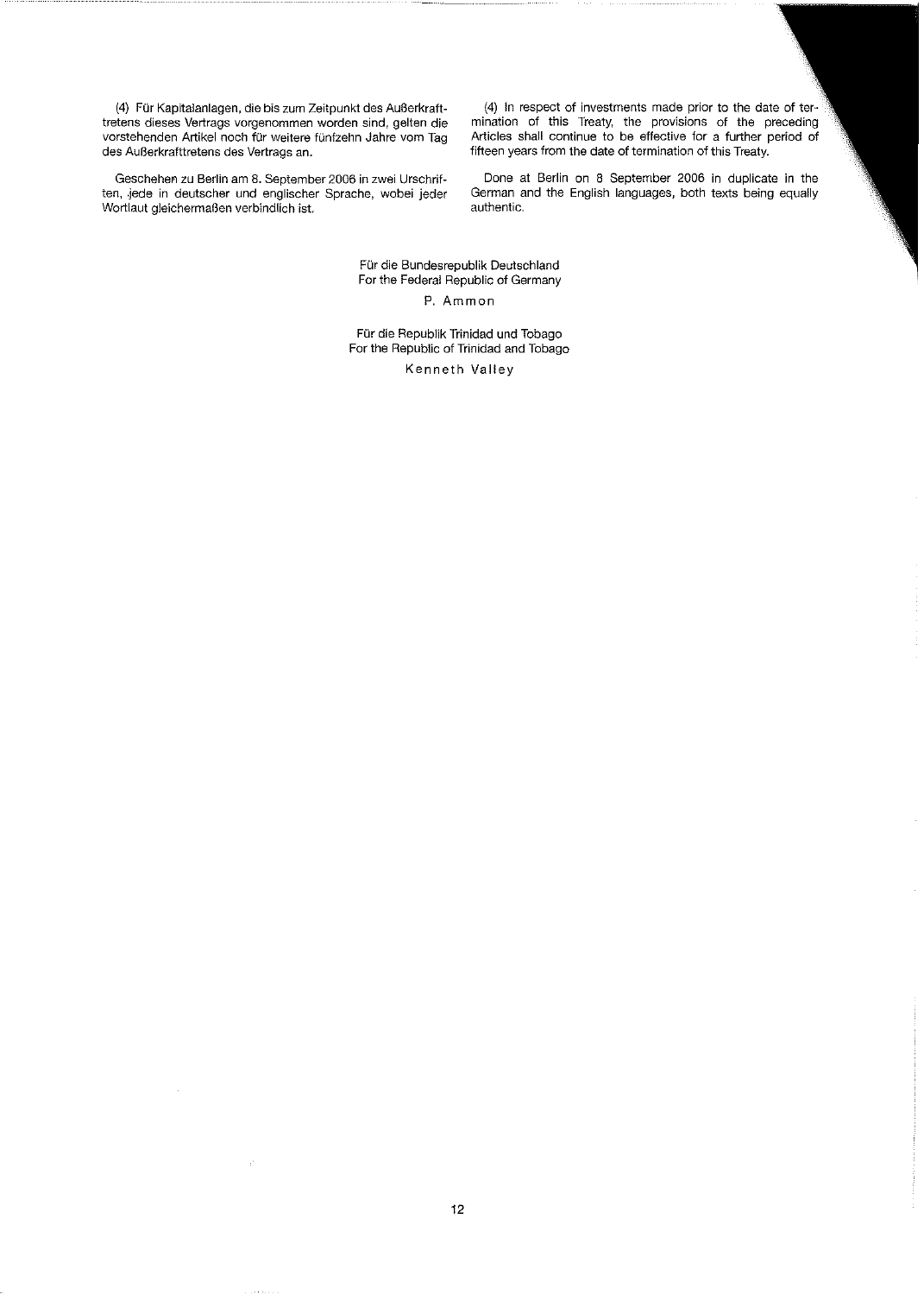(4) Für Kapitalanlagen, die bis zum Zeitpunkt des Außerkrafttretens dieses Vertrags vorgenommen worden sind, gelten die vorstehenden Artikel noch für weitere fünfzehn Jahre vom Tag des Außerkrafttretens des Vertrags an.

Geschehen zu Berlin am 8. September 2006 in zwei Urschriften, jede in deutscher und englischer Sprache, wobei jeder Wortlaut gleichermaßen verbindlich ist.

(4) In respect of investments made prior to the date of termination of this Treaty, the provisions of the preceding Articles shall continue to be effective for a further period of fifteen years from the date of termination of this Treaty.

Done at Berlin on 8 September 2006 in duplicate in the German and the English languages, both texts being equally authentic.

Für die Bundesrepublik Deutschland
For the Federal Republic of Germany

P. Ammon

Für die Republik Trinidad und Tobago
For the Republic of Trinidad and Tobago

Kenneth Valley